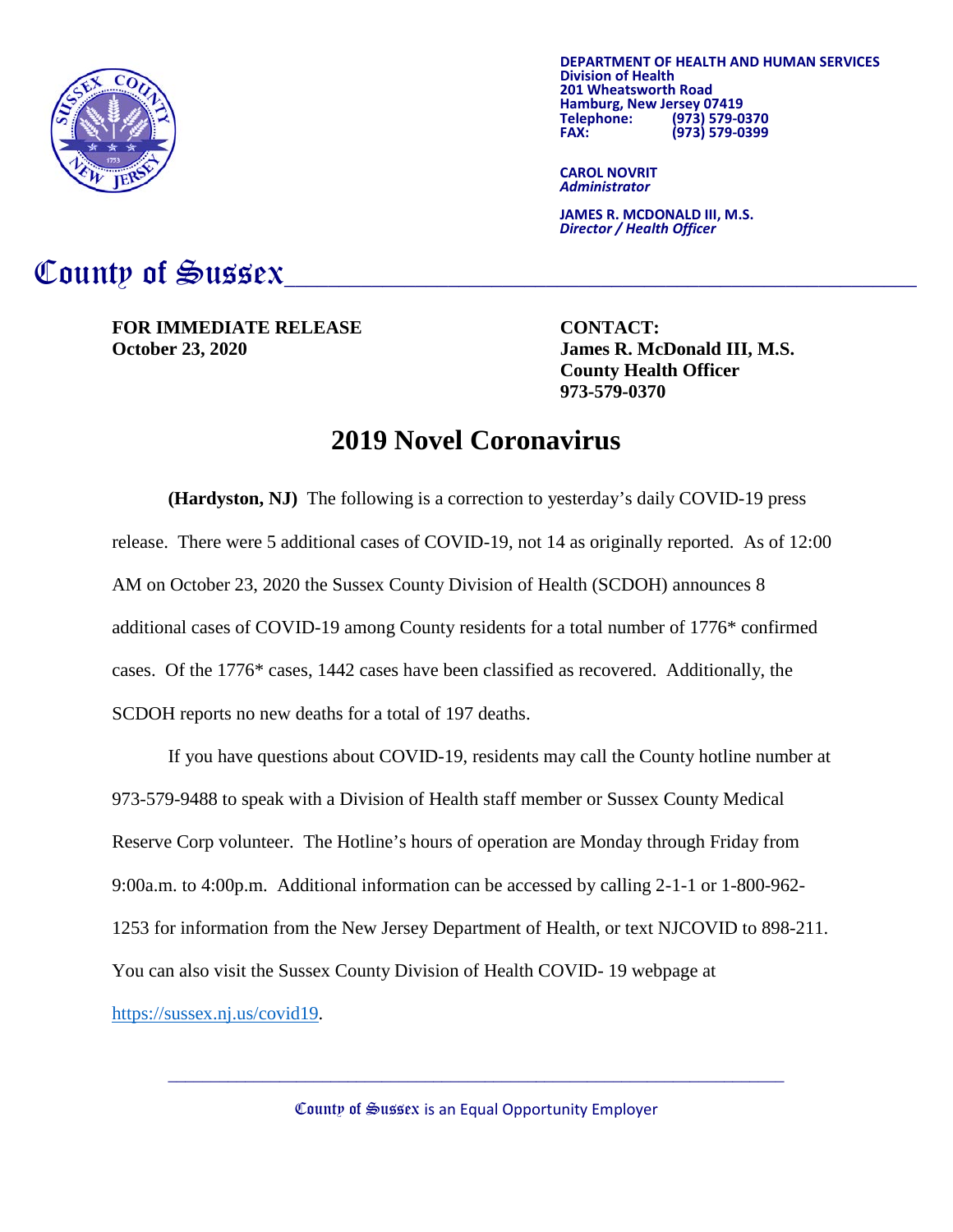**DEPARTMENT OF HEALTH AND HUMAN SERVICES**
**Division of Health**
**201 Wheatsworth Road**
**Hamburg, New Jersey 07419**
**Telephone: (973) 579-0370**
**FAX: (973) 579-0399**

**CAROL NOVRIT**
***Administrator***

**JAMES R. MCDONALD III, M.S.**
***Director / Health Officer***

# County of Sussex

**FOR IMMEDIATE RELEASE**
**October 23, 2020**

**CONTACT:**
**James R. McDonald III, M.S.**
**County Health Officer**
**973-579-0370**

## 2019 Novel Coronavirus

**(Hardyston, NJ)** The following is a correction to yesterday's daily COVID-19 press release. There were 5 additional cases of COVID-19, not 14 as originally reported. As of 12:00 AM on October 23, 2020 the Sussex County Division of Health (SCDOH) announces 8 additional cases of COVID-19 among County residents for a total number of 1776* confirmed cases. Of the 1776* cases, 1442 cases have been classified as recovered. Additionally, the SCDOH reports no new deaths for a total of 197 deaths.

If you have questions about COVID-19, residents may call the County hotline number at 973-579-9488 to speak with a Division of Health staff member or Sussex County Medical Reserve Corp volunteer. The Hotline's hours of operation are Monday through Friday from 9:00a.m. to 4:00p.m. Additional information can be accessed by calling 2-1-1 or 1-800-962-1253 for information from the New Jersey Department of Health, or text NJCOVID to 898-211. You can also visit the Sussex County Division of Health COVID- 19 webpage at https://sussex.nj.us/covid19.

County of Sussex is an Equal Opportunity Employer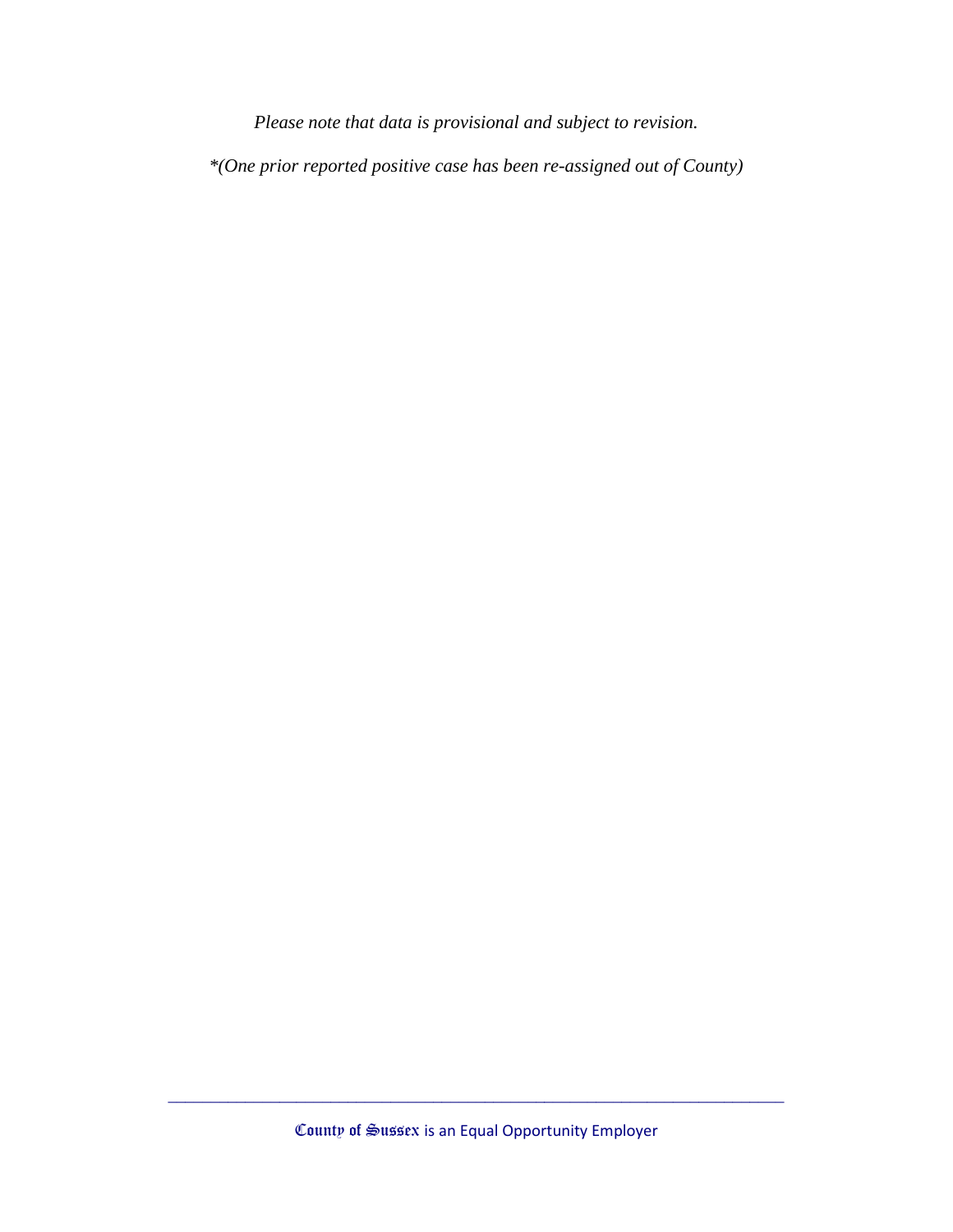*Please note that data is provisional and subject to revision.*

**(One prior reported positive case has been re-assigned out of County)*

County of Sussex is an Equal Opportunity Employer